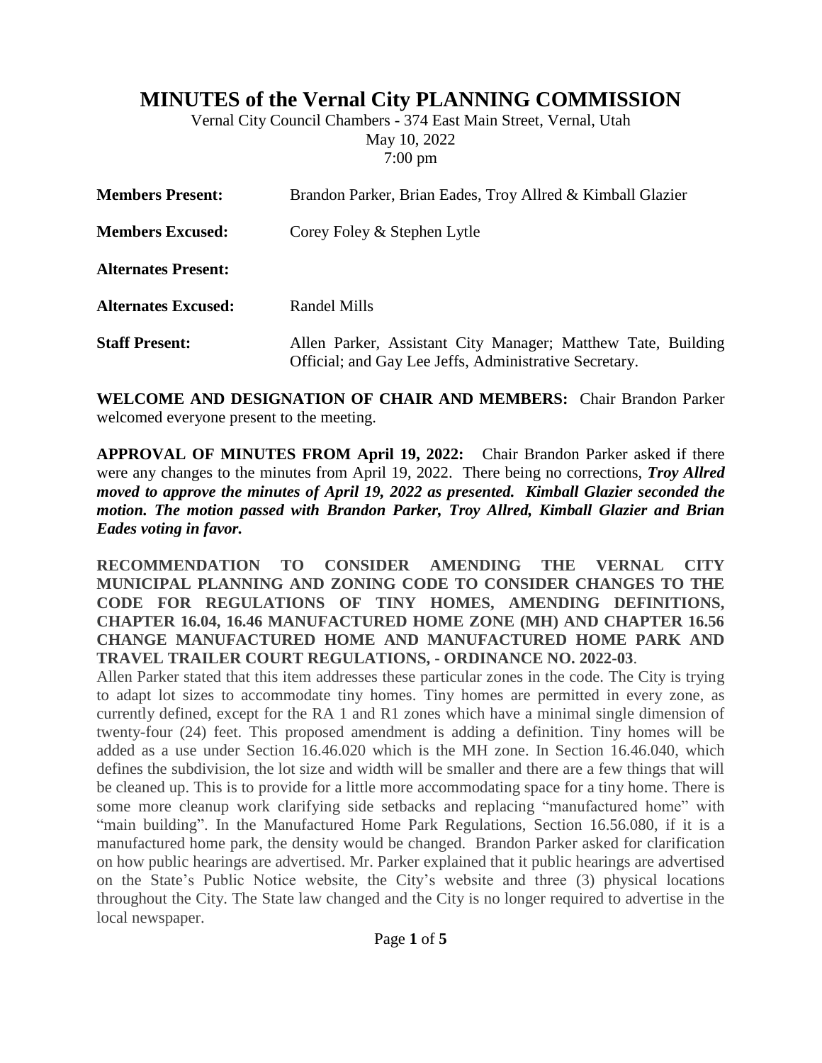# MINUTES of the Vernal City PLANNING COMMISSION

Vernal City Council Chambers - 374 East Main Street, Vernal, Utah
May 10, 2022
7:00 pm

| | |
|---|---|
| **Members Present:** | Brandon Parker, Brian Eades, Troy Allred & Kimball Glazier |
| **Members Excused:** | Corey Foley & Stephen Lytle |
| **Alternates Present:** | |
| **Alternates Excused:** | Randel Mills |
| **Staff Present:** | Allen Parker, Assistant City Manager; Matthew Tate, Building Official; and Gay Lee Jeffs, Administrative Secretary. |

**WELCOME AND DESIGNATION OF CHAIR AND MEMBERS:** Chair Brandon Parker welcomed everyone present to the meeting.

**APPROVAL OF MINUTES FROM April 19, 2022:** Chair Brandon Parker asked if there were any changes to the minutes from April 19, 2022. There being no corrections, ***Troy Allred moved to approve the minutes of April 19, 2022 as presented. Kimball Glazier seconded the motion. The motion passed with Brandon Parker, Troy Allred, Kimball Glazier and Brian Eades voting in favor.***

**RECOMMENDATION TO CONSIDER AMENDING THE VERNAL CITY MUNICIPAL PLANNING AND ZONING CODE TO CONSIDER CHANGES TO THE CODE FOR REGULATIONS OF TINY HOMES, AMENDING DEFINITIONS, CHAPTER 16.04, 16.46 MANUFACTURED HOME ZONE (MH) AND CHAPTER 16.56 CHANGE MANUFACTURED HOME AND MANUFACTURED HOME PARK AND TRAVEL TRAILER COURT REGULATIONS, - ORDINANCE NO. 2022-03**.

Allen Parker stated that this item addresses these particular zones in the code. The City is trying to adapt lot sizes to accommodate tiny homes. Tiny homes are permitted in every zone, as currently defined, except for the RA 1 and R1 zones which have a minimal single dimension of twenty-four (24) feet. This proposed amendment is adding a definition. Tiny homes will be added as a use under Section 16.46.020 which is the MH zone. In Section 16.46.040, which defines the subdivision, the lot size and width will be smaller and there are a few things that will be cleaned up. This is to provide for a little more accommodating space for a tiny home. There is some more cleanup work clarifying side setbacks and replacing "manufactured home" with "main building". In the Manufactured Home Park Regulations, Section 16.56.080, if it is a manufactured home park, the density would be changed. Brandon Parker asked for clarification on how public hearings are advertised. Mr. Parker explained that it public hearings are advertised on the State's Public Notice website, the City's website and three (3) physical locations throughout the City. The State law changed and the City is no longer required to advertise in the local newspaper.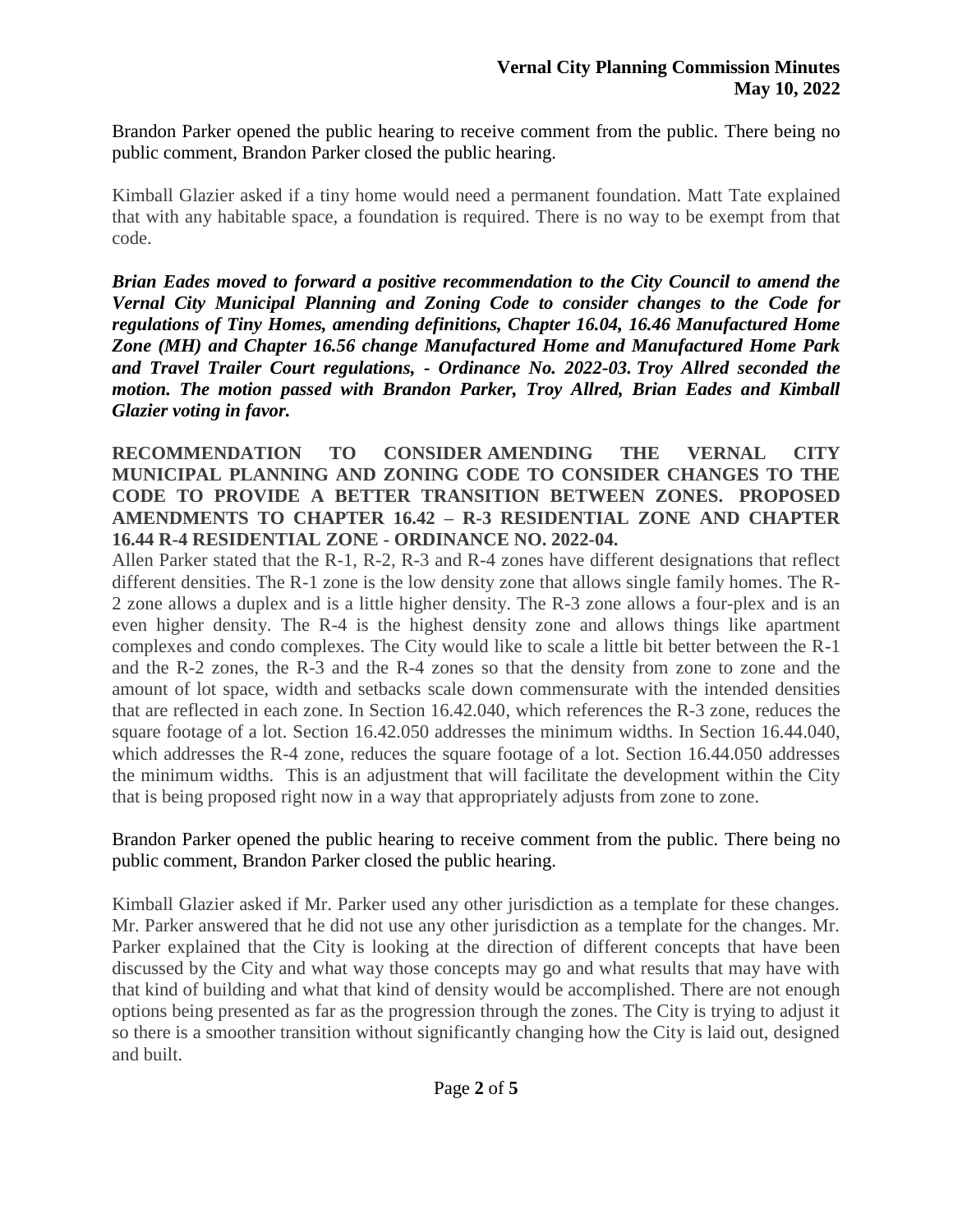Brandon Parker opened the public hearing to receive comment from the public. There being no public comment, Brandon Parker closed the public hearing.

Kimball Glazier asked if a tiny home would need a permanent foundation. Matt Tate explained that with any habitable space, a foundation is required. There is no way to be exempt from that code.

***Brian Eades moved to forward a positive recommendation to the City Council to amend the Vernal City Municipal Planning and Zoning Code to consider changes to the Code for regulations of Tiny Homes, amending definitions, Chapter 16.04, 16.46 Manufactured Home Zone (MH) and Chapter 16.56 change Manufactured Home and Manufactured Home Park and Travel Trailer Court regulations, - Ordinance No. 2022-03. Troy Allred seconded the motion. The motion passed with Brandon Parker, Troy Allred, Brian Eades and Kimball Glazier voting in favor.***

**RECOMMENDATION TO CONSIDER AMENDING THE VERNAL CITY MUNICIPAL PLANNING AND ZONING CODE TO CONSIDER CHANGES TO THE CODE TO PROVIDE A BETTER TRANSITION BETWEEN ZONES. PROPOSED AMENDMENTS TO CHAPTER 16.42 – R-3 RESIDENTIAL ZONE AND CHAPTER 16.44 R-4 RESIDENTIAL ZONE - ORDINANCE NO. 2022-04.**

Allen Parker stated that the R-1, R-2, R-3 and R-4 zones have different designations that reflect different densities. The R-1 zone is the low density zone that allows single family homes. The R-2 zone allows a duplex and is a little higher density. The R-3 zone allows a four-plex and is an even higher density. The R-4 is the highest density zone and allows things like apartment complexes and condo complexes. The City would like to scale a little bit better between the R-1 and the R-2 zones, the R-3 and the R-4 zones so that the density from zone to zone and the amount of lot space, width and setbacks scale down commensurate with the intended densities that are reflected in each zone. In Section 16.42.040, which references the R-3 zone, reduces the square footage of a lot. Section 16.42.050 addresses the minimum widths. In Section 16.44.040, which addresses the R-4 zone, reduces the square footage of a lot. Section 16.44.050 addresses the minimum widths. This is an adjustment that will facilitate the development within the City that is being proposed right now in a way that appropriately adjusts from zone to zone.

Brandon Parker opened the public hearing to receive comment from the public. There being no public comment, Brandon Parker closed the public hearing.

Kimball Glazier asked if Mr. Parker used any other jurisdiction as a template for these changes. Mr. Parker answered that he did not use any other jurisdiction as a template for the changes. Mr. Parker explained that the City is looking at the direction of different concepts that have been discussed by the City and what way those concepts may go and what results that may have with that kind of building and what that kind of density would be accomplished. There are not enough options being presented as far as the progression through the zones. The City is trying to adjust it so there is a smoother transition without significantly changing how the City is laid out, designed and built.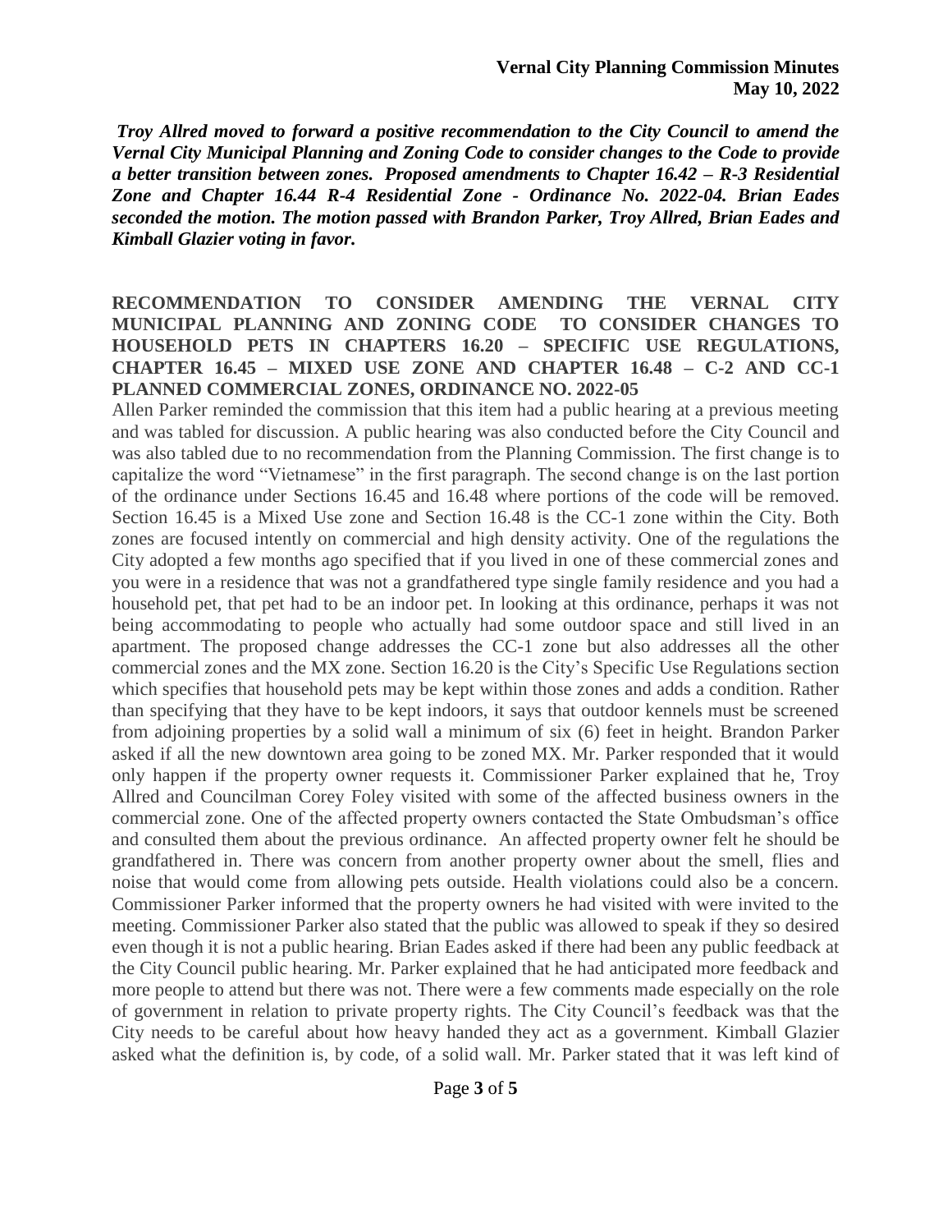***Troy Allred moved to forward a positive recommendation to the City Council to amend the Vernal City Municipal Planning and Zoning Code to consider changes to the Code to provide a better transition between zones. Proposed amendments to Chapter 16.42 – R-3 Residential Zone and Chapter 16.44 R-4 Residential Zone - Ordinance No. 2022-04. Brian Eades seconded the motion. The motion passed with Brandon Parker, Troy Allred, Brian Eades and Kimball Glazier voting in favor.***

**RECOMMENDATION TO CONSIDER AMENDING THE VERNAL CITY MUNICIPAL PLANNING AND ZONING CODE TO CONSIDER CHANGES TO HOUSEHOLD PETS IN CHAPTERS 16.20 – SPECIFIC USE REGULATIONS, CHAPTER 16.45 – MIXED USE ZONE AND CHAPTER 16.48 – C-2 AND CC-1 PLANNED COMMERCIAL ZONES, ORDINANCE NO. 2022-05**

Allen Parker reminded the commission that this item had a public hearing at a previous meeting and was tabled for discussion. A public hearing was also conducted before the City Council and was also tabled due to no recommendation from the Planning Commission. The first change is to capitalize the word "Vietnamese" in the first paragraph. The second change is on the last portion of the ordinance under Sections 16.45 and 16.48 where portions of the code will be removed. Section 16.45 is a Mixed Use zone and Section 16.48 is the CC-1 zone within the City. Both zones are focused intently on commercial and high density activity. One of the regulations the City adopted a few months ago specified that if you lived in one of these commercial zones and you were in a residence that was not a grandfathered type single family residence and you had a household pet, that pet had to be an indoor pet. In looking at this ordinance, perhaps it was not being accommodating to people who actually had some outdoor space and still lived in an apartment. The proposed change addresses the CC-1 zone but also addresses all the other commercial zones and the MX zone. Section 16.20 is the City's Specific Use Regulations section which specifies that household pets may be kept within those zones and adds a condition. Rather than specifying that they have to be kept indoors, it says that outdoor kennels must be screened from adjoining properties by a solid wall a minimum of six (6) feet in height. Brandon Parker asked if all the new downtown area going to be zoned MX. Mr. Parker responded that it would only happen if the property owner requests it. Commissioner Parker explained that he, Troy Allred and Councilman Corey Foley visited with some of the affected business owners in the commercial zone. One of the affected property owners contacted the State Ombudsman's office and consulted them about the previous ordinance. An affected property owner felt he should be grandfathered in. There was concern from another property owner about the smell, flies and noise that would come from allowing pets outside. Health violations could also be a concern. Commissioner Parker informed that the property owners he had visited with were invited to the meeting. Commissioner Parker also stated that the public was allowed to speak if they so desired even though it is not a public hearing. Brian Eades asked if there had been any public feedback at the City Council public hearing. Mr. Parker explained that he had anticipated more feedback and more people to attend but there was not. There were a few comments made especially on the role of government in relation to private property rights. The City Council's feedback was that the City needs to be careful about how heavy handed they act as a government. Kimball Glazier asked what the definition is, by code, of a solid wall. Mr. Parker stated that it was left kind of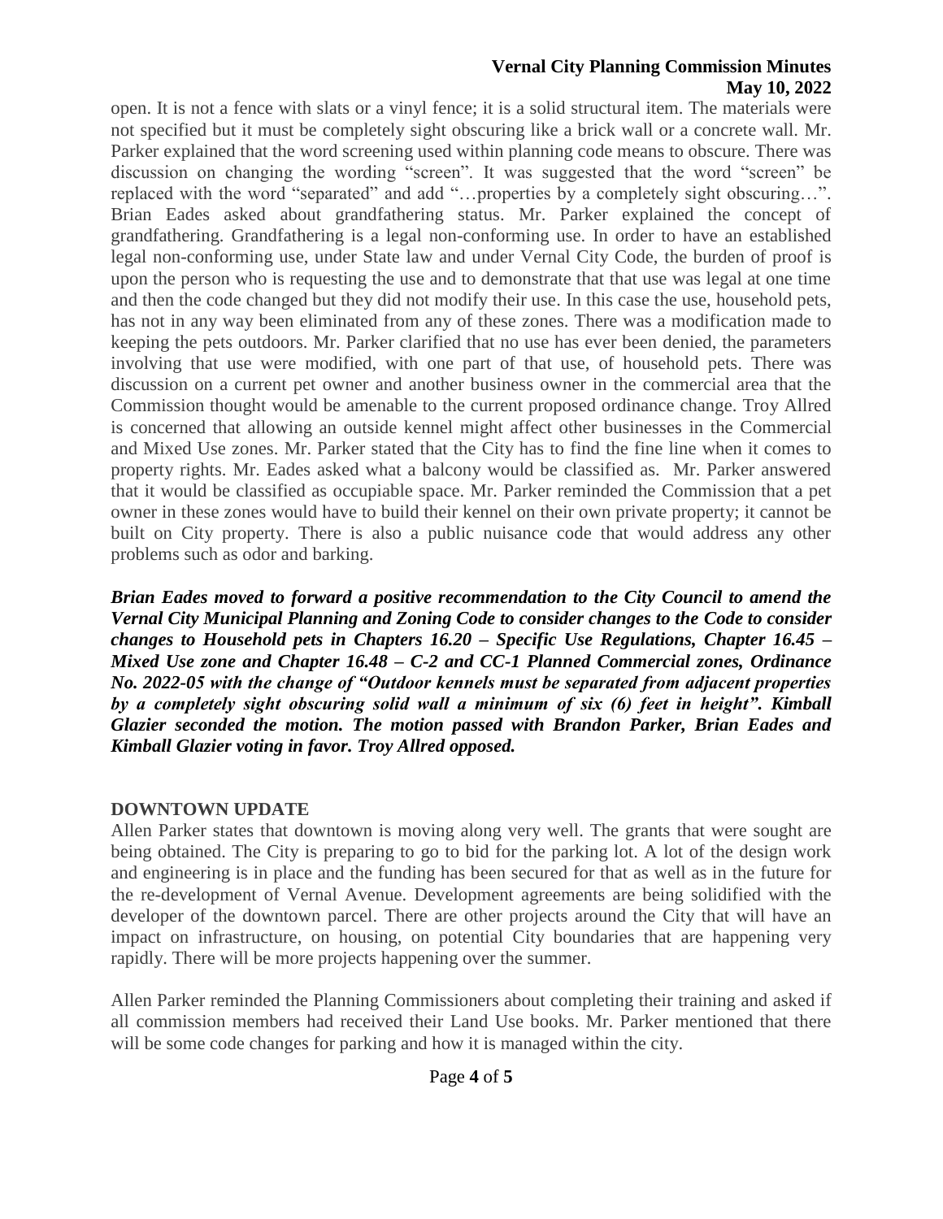open. It is not a fence with slats or a vinyl fence; it is a solid structural item. The materials were not specified but it must be completely sight obscuring like a brick wall or a concrete wall. Mr. Parker explained that the word screening used within planning code means to obscure. There was discussion on changing the wording "screen". It was suggested that the word "screen" be replaced with the word "separated" and add "…properties by a completely sight obscuring…". Brian Eades asked about grandfathering status. Mr. Parker explained the concept of grandfathering. Grandfathering is a legal non-conforming use. In order to have an established legal non-conforming use, under State law and under Vernal City Code, the burden of proof is upon the person who is requesting the use and to demonstrate that that use was legal at one time and then the code changed but they did not modify their use. In this case the use, household pets, has not in any way been eliminated from any of these zones. There was a modification made to keeping the pets outdoors. Mr. Parker clarified that no use has ever been denied, the parameters involving that use were modified, with one part of that use, of household pets. There was discussion on a current pet owner and another business owner in the commercial area that the Commission thought would be amenable to the current proposed ordinance change. Troy Allred is concerned that allowing an outside kennel might affect other businesses in the Commercial and Mixed Use zones. Mr. Parker stated that the City has to find the fine line when it comes to property rights. Mr. Eades asked what a balcony would be classified as. Mr. Parker answered that it would be classified as occupiable space. Mr. Parker reminded the Commission that a pet owner in these zones would have to build their kennel on their own private property; it cannot be built on City property. There is also a public nuisance code that would address any other problems such as odor and barking.

***Brian Eades moved to forward a positive recommendation to the City Council to amend the Vernal City Municipal Planning and Zoning Code to consider changes to the Code to consider changes to Household pets in Chapters 16.20 – Specific Use Regulations, Chapter 16.45 – Mixed Use zone and Chapter 16.48 – C-2 and CC-1 Planned Commercial zones, Ordinance No. 2022-05 with the change of "Outdoor kennels must be separated from adjacent properties by a completely sight obscuring solid wall a minimum of six (6) feet in height". Kimball Glazier seconded the motion. The motion passed with Brandon Parker, Brian Eades and Kimball Glazier voting in favor. Troy Allred opposed.***

## DOWNTOWN UPDATE

Allen Parker states that downtown is moving along very well. The grants that were sought are being obtained. The City is preparing to go to bid for the parking lot. A lot of the design work and engineering is in place and the funding has been secured for that as well as in the future for the re-development of Vernal Avenue. Development agreements are being solidified with the developer of the downtown parcel. There are other projects around the City that will have an impact on infrastructure, on housing, on potential City boundaries that are happening very rapidly. There will be more projects happening over the summer.

Allen Parker reminded the Planning Commissioners about completing their training and asked if all commission members had received their Land Use books. Mr. Parker mentioned that there will be some code changes for parking and how it is managed within the city.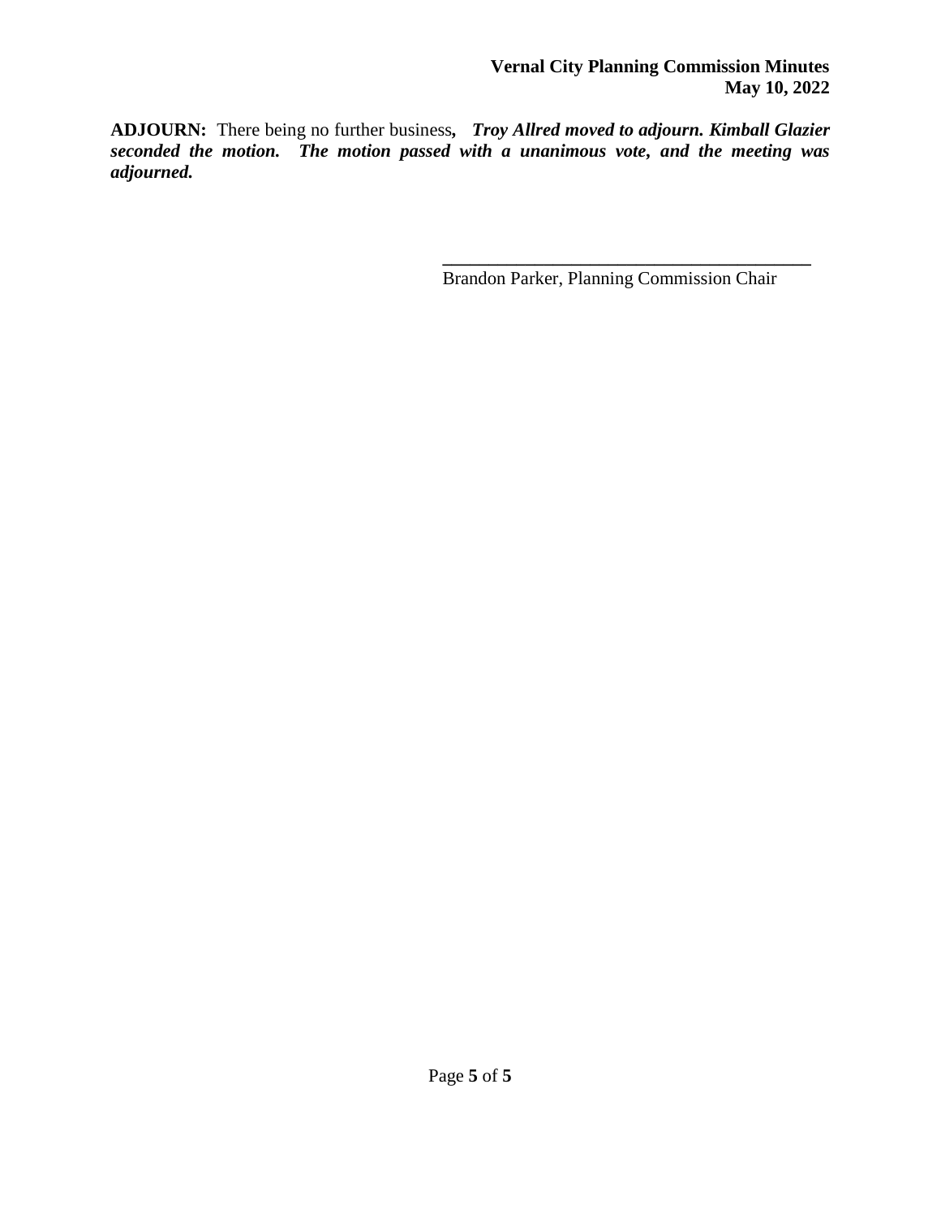**ADJOURN:** There being no further business, ***Troy Allred moved to adjourn. Kimball Glazier seconded the motion. The motion passed with a unanimous vote, and the meeting was adjourned.***

\_\_\_\_\_\_\_\_\_\_\_\_\_\_\_\_\_\_\_\_\_\_\_\_\_\_\_\_\_\_\_\_\_\_\_\_\_\_\_\_

Brandon Parker, Planning Commission Chair